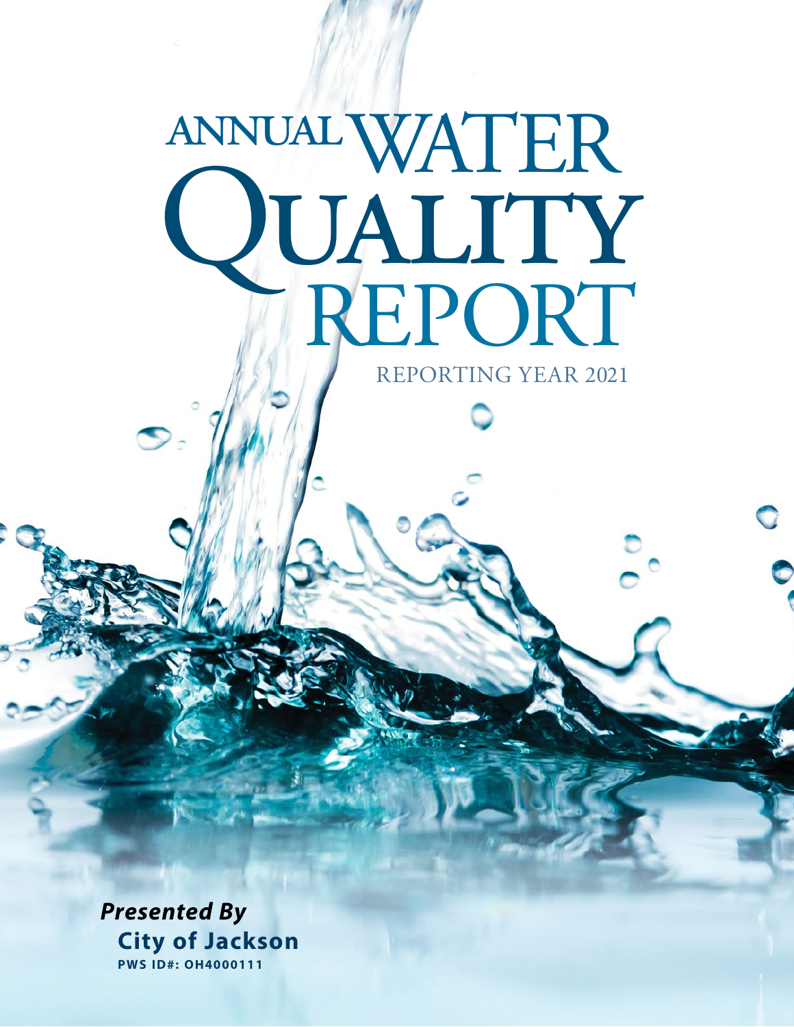# ANNUAL WATER QUALITY REPORT

REPORTING YEAR 2021

***Presented By***

**City of Jackson**

**PWS ID#: OH4000111**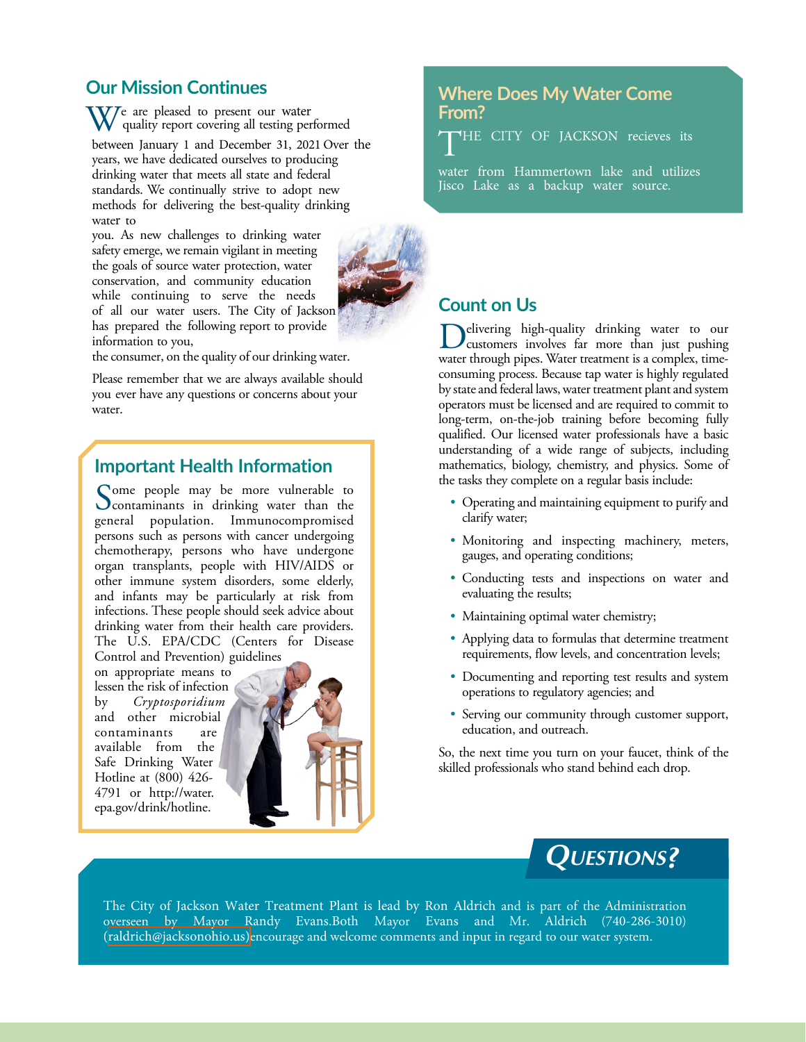## Our Mission Continues

We are pleased to present our water quality report covering all testing performed between January 1 and December 31, 2021 Over the years, we have dedicated ourselves to producing drinking water that meets all state and federal standards. We continually strive to adopt new methods for delivering the best-quality drinking water to you. As new challenges to drinking water safety emerge, we remain vigilant in meeting the goals of source water protection, water conservation, and community education while continuing to serve the needs of all our water users. The City of Jackson has prepared the following report to provide information to you, the consumer, on the quality of our drinking water.

Please remember that we are always available should you ever have any questions or concerns about your water.

## Important Health Information

Some people may be more vulnerable to contaminants in drinking water than the general population. Immunocompromised persons such as persons with cancer undergoing chemotherapy, persons who have undergone organ transplants, people with HIV/AIDS or other immune system disorders, some elderly, and infants may be particularly at risk from infections. These people should seek advice about drinking water from their health care providers. The U.S. EPA/CDC (Centers for Disease Control and Prevention) guidelines on appropriate means to lessen the risk of infection by *Cryptosporidium* and other microbial contaminants are available from the Safe Drinking Water Hotline at (800) 426-4791 or http://water.epa.gov/drink/hotline.

## Where Does My Water Come From?

THE CITY OF JACKSON recieves its water from Hammertown lake and utilizes Jisco Lake as a backup water source.

## Count on Us

Delivering high-quality drinking water to our customers involves far more than just pushing water through pipes. Water treatment is a complex, time-consuming process. Because tap water is highly regulated by state and federal laws, water treatment plant and system operators must be licensed and are required to commit to long-term, on-the-job training before becoming fully qualified. Our licensed water professionals have a basic understanding of a wide range of subjects, including mathematics, biology, chemistry, and physics. Some of the tasks they complete on a regular basis include:

- Operating and maintaining equipment to purify and clarify water;
- Monitoring and inspecting machinery, meters, gauges, and operating conditions;
- Conducting tests and inspections on water and evaluating the results;
- Maintaining optimal water chemistry;
- Applying data to formulas that determine treatment requirements, flow levels, and concentration levels;
- Documenting and reporting test results and system operations to regulatory agencies; and
- Serving our community through customer support, education, and outreach.

So, the next time you turn on your faucet, think of the skilled professionals who stand behind each drop.

## QUESTIONS?

The City of Jackson Water Treatment Plant is lead by Ron Aldrich and is part of the Administration overseen by Mayor Randy Evans.Both Mayor Evans and Mr. Aldrich (740-286-3010) (raldrich@jacksonohio.us)encourage and welcome comments and input in regard to our water system.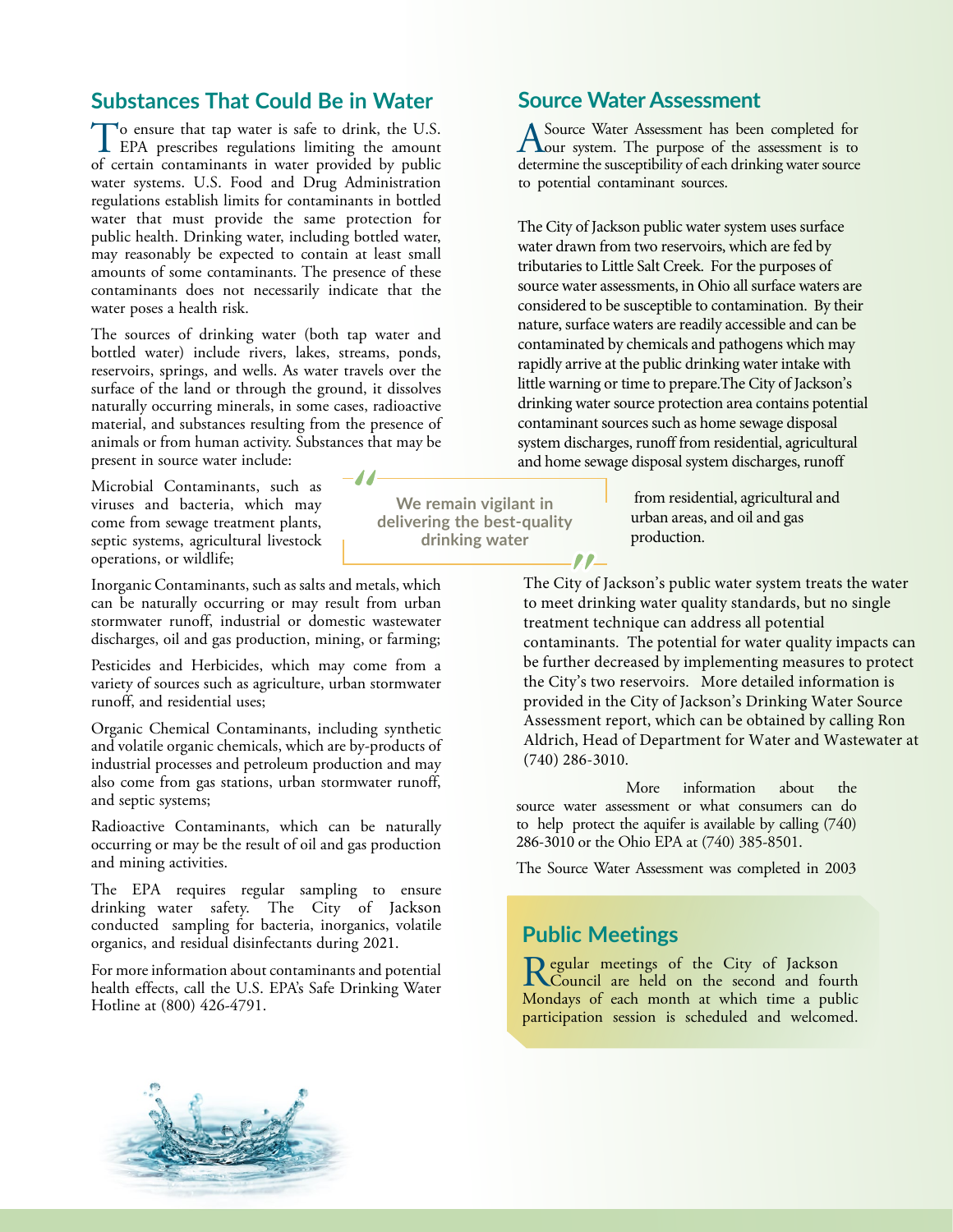## Substances That Could Be in Water

To ensure that tap water is safe to drink, the U.S. EPA prescribes regulations limiting the amount of certain contaminants in water provided by public water systems. U.S. Food and Drug Administration regulations establish limits for contaminants in bottled water that must provide the same protection for public health. Drinking water, including bottled water, may reasonably be expected to contain at least small amounts of some contaminants. The presence of these contaminants does not necessarily indicate that the water poses a health risk.

The sources of drinking water (both tap water and bottled water) include rivers, lakes, streams, ponds, reservoirs, springs, and wells. As water travels over the surface of the land or through the ground, it dissolves naturally occurring minerals, in some cases, radioactive material, and substances resulting from the presence of animals or from human activity. Substances that may be present in source water include:

Microbial Contaminants, such as viruses and bacteria, which may come from sewage treatment plants, septic systems, agricultural livestock operations, or wildlife;

Inorganic Contaminants, such as salts and metals, which can be naturally occurring or may result from urban stormwater runoff, industrial or domestic wastewater discharges, oil and gas production, mining, or farming;

Pesticides and Herbicides, which may come from a variety of sources such as agriculture, urban stormwater runoff, and residential uses;

Organic Chemical Contaminants, including synthetic and volatile organic chemicals, which are by-products of industrial processes and petroleum production and may also come from gas stations, urban stormwater runoff, and septic systems;

Radioactive Contaminants, which can be naturally occurring or may be the result of oil and gas production and mining activities.

The EPA requires regular sampling to ensure drinking water safety. The City of Jackson conducted sampling for bacteria, inorganics, volatile organics, and residual disinfectants during 2021.

For more information about contaminants and potential health effects, call the U.S. EPA's Safe Drinking Water Hotline at (800) 426-4791.

> "We remain vigilant in delivering the best-quality drinking water"

## Source Water Assessment

A Source Water Assessment has been completed for our system. The purpose of the assessment is to determine the susceptibility of each drinking water source to potential contaminant sources.

The City of Jackson public water system uses surface water drawn from two reservoirs, which are fed by tributaries to Little Salt Creek. For the purposes of source water assessments, in Ohio all surface waters are considered to be susceptible to contamination. By their nature, surface waters are readily accessible and can be contaminated by chemicals and pathogens which may rapidly arrive at the public drinking water intake with little warning or time to prepare.The City of Jackson's drinking water source protection area contains potential contaminant sources such as home sewage disposal system discharges, runoff from residential, agricultural and home sewage disposal system discharges, runoff from residential, agricultural and urban areas, and oil and gas production.

The City of Jackson's public water system treats the water to meet drinking water quality standards, but no single treatment technique can address all potential contaminants. The potential for water quality impacts can be further decreased by implementing measures to protect the City's two reservoirs. More detailed information is provided in the City of Jackson's Drinking Water Source Assessment report, which can be obtained by calling Ron Aldrich, Head of Department for Water and Wastewater at (740) 286-3010.

More information about the source water assessment or what consumers can do to help protect the aquifer is available by calling (740) 286-3010 or the Ohio EPA at (740) 385-8501.

The Source Water Assessment was completed in 2003

## Public Meetings

Regular meetings of the City of Jackson Council are held on the second and fourth Mondays of each month at which time a public participation session is scheduled and welcomed.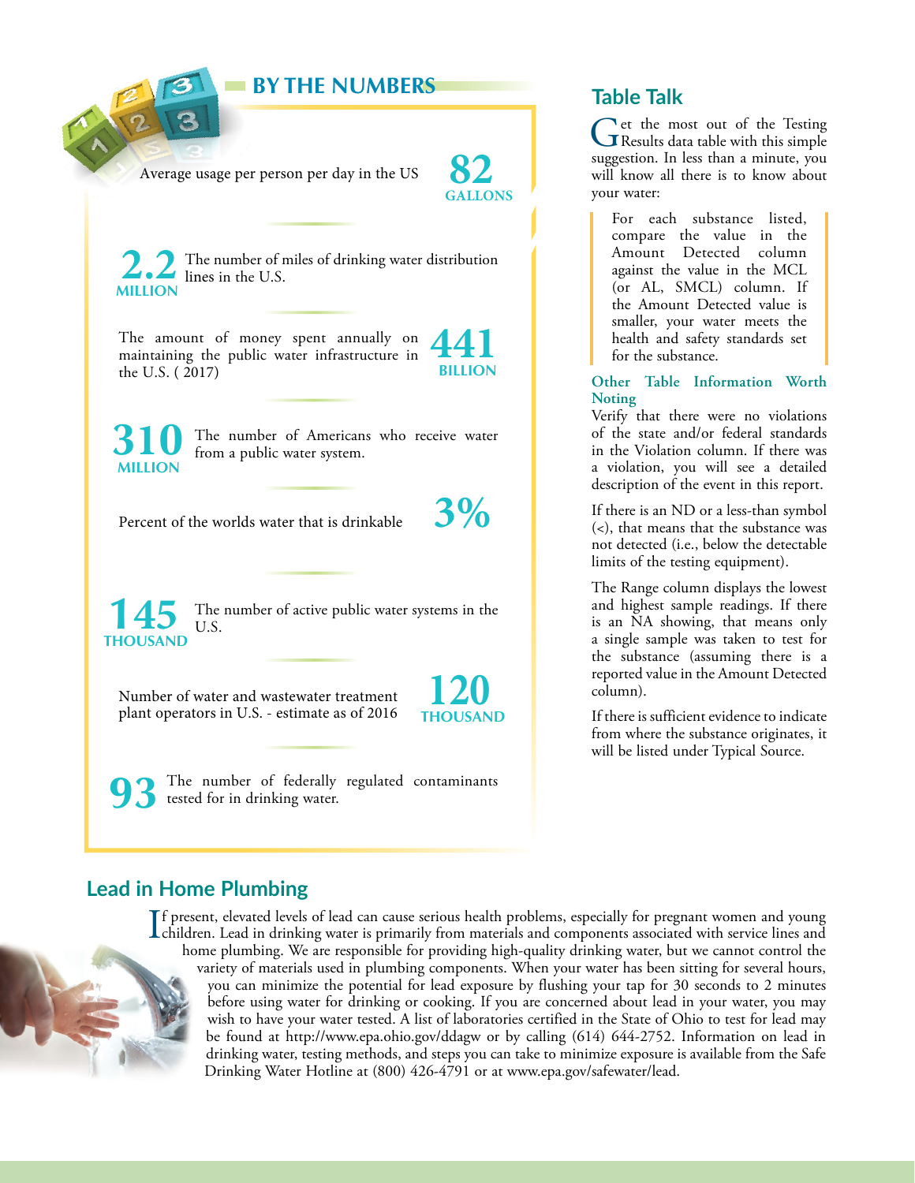## BY THE NUMBERS

**82 GALLONS** Average usage per person per day in the US

**2.2 MILLION** The number of miles of drinking water distribution lines in the U.S.

**441 BILLION** The amount of money spent annually on maintaining the public water infrastructure in the U.S. ( 2017)

**310 MILLION** The number of Americans who receive water from a public water system.

**3%** Percent of the worlds water that is drinkable

**145 THOUSAND** The number of active public water systems in the U.S.

**120 THOUSAND** Number of water and wastewater treatment plant operators in U.S. - estimate as of 2016

**93** The number of federally regulated contaminants tested for in drinking water.

## Table Talk

Get the most out of the Testing Results data table with this simple suggestion. In less than a minute, you will know all there is to know about your water:

> For each substance listed, compare the value in the Amount Detected column against the value in the MCL (or AL, SMCL) column. If the Amount Detected value is smaller, your water meets the health and safety standards set for the substance.

### Other Table Information Worth Noting

Verify that there were no violations of the state and/or federal standards in the Violation column. If there was a violation, you will see a detailed description of the event in this report.

If there is an ND or a less-than symbol (<), that means that the substance was not detected (i.e., below the detectable limits of the testing equipment).

The Range column displays the lowest and highest sample readings. If there is an NA showing, that means only a single sample was taken to test for the substance (assuming there is a reported value in the Amount Detected column).

If there is sufficient evidence to indicate from where the substance originates, it will be listed under Typical Source.

## Lead in Home Plumbing

If present, elevated levels of lead can cause serious health problems, especially for pregnant women and young children. Lead in drinking water is primarily from materials and components associated with service lines and home plumbing. We are responsible for providing high-quality drinking water, but we cannot control the variety of materials used in plumbing components. When your water has been sitting for several hours, you can minimize the potential for lead exposure by flushing your tap for 30 seconds to 2 minutes before using water for drinking or cooking. If you are concerned about lead in your water, you may wish to have your water tested. A list of laboratories certified in the State of Ohio to test for lead may be found at http://www.epa.ohio.gov/ddagw or by calling (614) 644-2752. Information on lead in drinking water, testing methods, and steps you can take to minimize exposure is available from the Safe Drinking Water Hotline at (800) 426-4791 or at www.epa.gov/safewater/lead.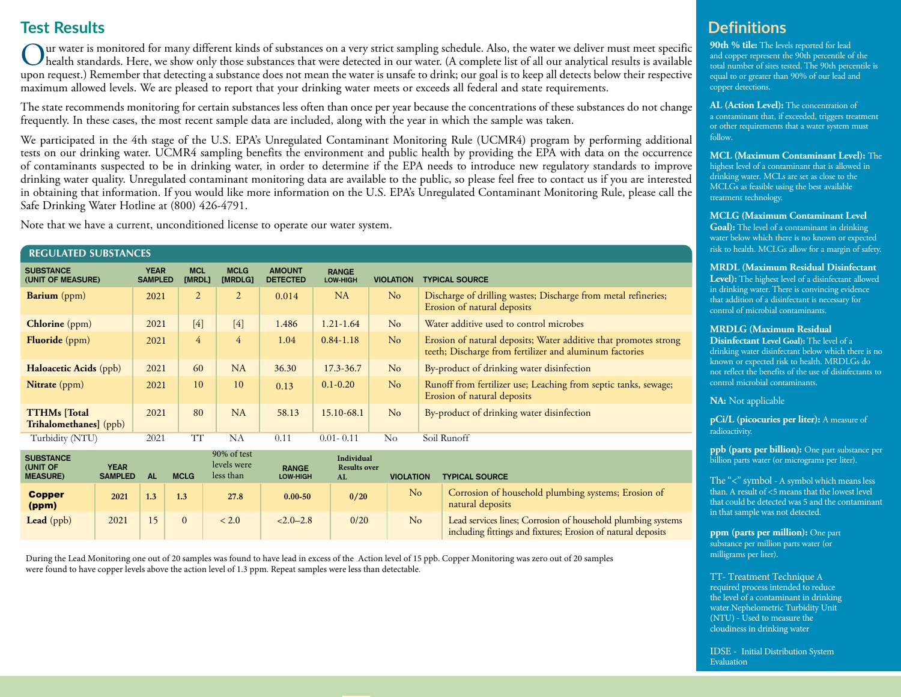## Test Results

Our water is monitored for many different kinds of substances on a very strict sampling schedule. Also, the water we deliver must meet specific health standards. Here, we show only those substances that were detected in our water. (A complete list of all our analytical results is available upon request.) Remember that detecting a substance does not mean the water is unsafe to drink; our goal is to keep all detects below their respective maximum allowed levels. We are pleased to report that your drinking water meets or exceeds all federal and state requirements.

The state recommends monitoring for certain substances less often than once per year because the concentrations of these substances do not change frequently. In these cases, the most recent sample data are included, along with the year in which the sample was taken.

We participated in the 4th stage of the U.S. EPA's Unregulated Contaminant Monitoring Rule (UCMR4) program by performing additional tests on our drinking water. UCMR4 sampling benefits the environment and public health by providing the EPA with data on the occurrence of contaminants suspected to be in drinking water, in order to determine if the EPA needs to introduce new regulatory standards to improve drinking water quality. Unregulated contaminant monitoring data are available to the public, so please feel free to contact us if you are interested in obtaining that information. If you would like more information on the U.S. EPA's Unregulated Contaminant Monitoring Rule, please call the Safe Drinking Water Hotline at (800) 426-4791.

Note that we have a current, unconditioned license to operate our water system.

### REGULATED SUBSTANCES

| SUBSTANCE (UNIT OF MEASURE) | YEAR SAMPLED | MCL [MRDL] | MCLG [MRDLG] | AMOUNT DETECTED | RANGE LOW-HIGH | VIOLATION | TYPICAL SOURCE |
|---|---|---|---|---|---|---|---|
| **Barium** (ppm) | 2021 | 2 | 2 | 0.014 | NA | No | Discharge of drilling wastes; Discharge from metal refineries; Erosion of natural deposits |
| **Chlorine** (ppm) | 2021 | [4] | [4] | 1.486 | 1.21-1.64 | No | Water additive used to control microbes |
| **Fluoride** (ppm) | 2021 | 4 | 4 | 1.04 | 0.84-1.18 | No | Erosion of natural deposits; Water additive that promotes strong teeth; Discharge from fertilizer and aluminum factories |
| **Haloacetic Acids** (ppb) | 2021 | 60 | NA | 36.30 | 17.3-36.7 | No | By-product of drinking water disinfection |
| **Nitrate** (ppm) | 2021 | 10 | 10 | 0.13 | 0.1-0.20 | No | Runoff from fertilizer use; Leaching from septic tanks, sewage; Erosion of natural deposits |
| **TTHMs [Total Trihalomethanes]** (ppb) | 2021 | 80 | NA | 58.13 | 15.10-68.1 | No | By-product of drinking water disinfection |
| Turbidity (NTU) | 2021 | TT | NA | 0.11 | 0.01- 0.11 | No | Soil Runoff |

| SUBSTANCE (UNIT OF MEASURE) | YEAR SAMPLED | AL | MCLG | 90% of test levels were less than | RANGE LOW-HIGH | Individual Results over AL | VIOLATION | TYPICAL SOURCE |
|---|---|---|---|---|---|---|---|---|
| **Copper (ppm)** | 2021 | 1.3 | 1.3 | 27.8 | 0.00-50 | 0/20 | No | Corrosion of household plumbing systems; Erosion of natural deposits |
| **Lead** (ppb) | 2021 | 15 | 0 | < 2.0 | <2.0–2.8 | 0/20 | No | Lead services lines; Corrosion of household plumbing systems including fittings and fixtures; Erosion of natural deposits |

During the Lead Monitoring one out of 20 samples was found to have lead in excess of the Action level of 15 ppb. Copper Monitoring was zero out of 20 samples were found to have copper levels above the action level of 1.3 ppm. Repeat samples were less than detectable.

## Definitions

**90th % tile:** The levels reported for lead and copper represent the 90th percentile of the total number of sites tested. The 90th percentile is equal to or greater than 90% of our lead and copper detections.

**AL (Action Level):** The concentration of a contaminant that, if exceeded, triggers treatment or other requirements that a water system must follow.

**MCL (Maximum Contaminant Level):** The highest level of a contaminant that is allowed in drinking water. MCLs are set as close to the MCLGs as feasible using the best available treatment technology.

**MCLG (Maximum Contaminant Level Goal):** The level of a contaminant in drinking water below which there is no known or expected risk to health. MCLGs allow for a margin of safety.

**MRDL (Maximum Residual Disinfectant Level):** The highest level of a disinfectant allowed in drinking water. There is convincing evidence that addition of a disinfectant is necessary for control of microbial contaminants.

**MRDLG (Maximum Residual Disinfectant Level Goal):** The level of a drinking water disinfectant below which there is no known or expected risk to health. MRDLGs do not reflect the benefits of the use of disinfectants to control microbial contaminants.

**NA:** Not applicable

**pCi/L (picocuries per liter):** A measure of radioactivity.

**ppb (parts per billion):** One part substance per billion parts water (or micrograms per liter).

The "<" symbol - A symbol which means less than. A result of <5 means that the lowest level that could be detected was 5 and the contaminant in that sample was not detected.

**ppm (parts per million):** One part substance per million parts water (or milligrams per liter).

TT- Treatment Technique A required process intended to reduce the level of a contaminant in drinking water.Nephelometric Turbidity Unit (NTU) - Used to measure the cloudiness in drinking water

IDSE - Initial Distribution System Evaluation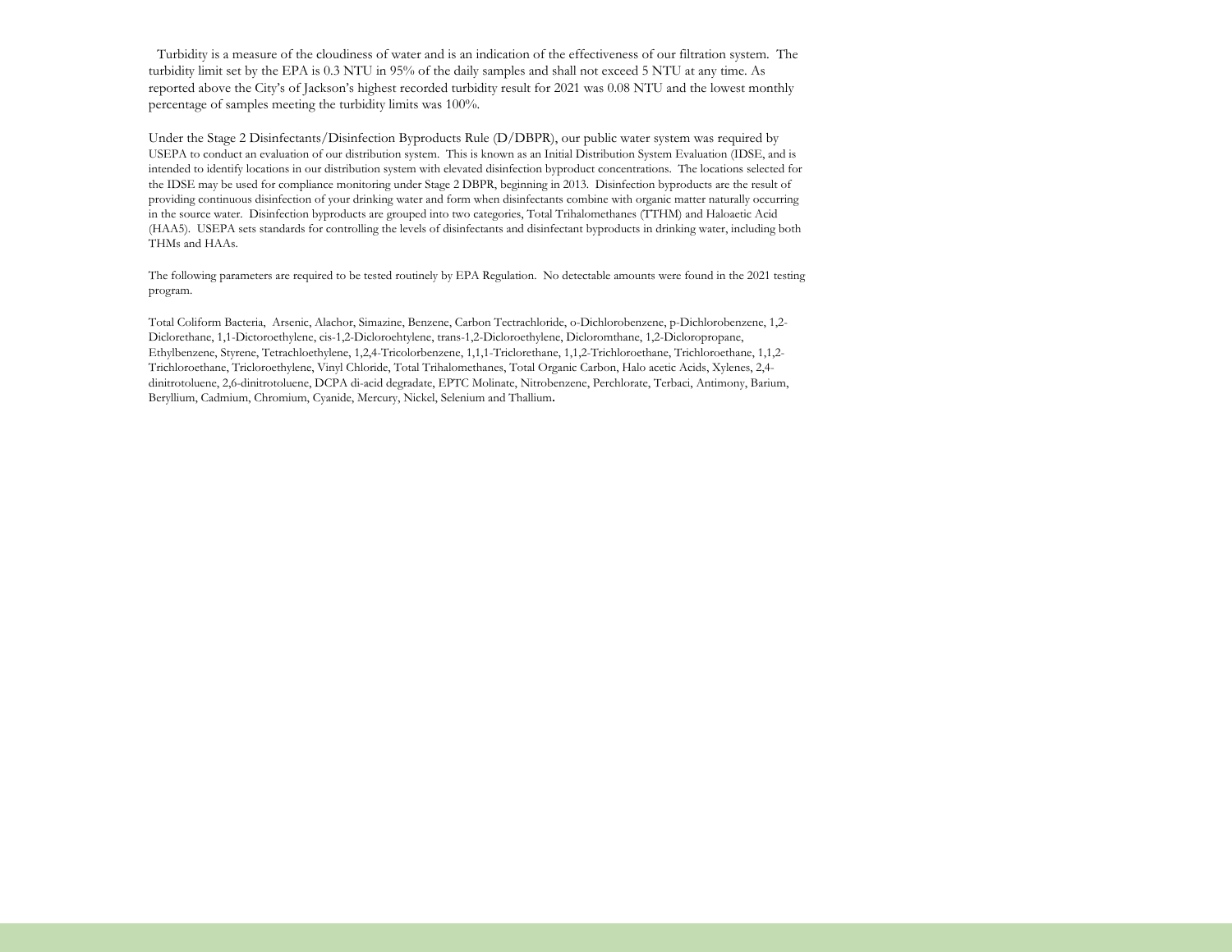Turbidity is a measure of the cloudiness of water and is an indication of the effectiveness of our filtration system. The turbidity limit set by the EPA is 0.3 NTU in 95% of the daily samples and shall not exceed 5 NTU at any time. As reported above the City's of Jackson's highest recorded turbidity result for 2021 was 0.08 NTU and the lowest monthly percentage of samples meeting the turbidity limits was 100%.

Under the Stage 2 Disinfectants/Disinfection Byproducts Rule (D/DBPR), our public water system was required by USEPA to conduct an evaluation of our distribution system. This is known as an Initial Distribution System Evaluation (IDSE, and is intended to identify locations in our distribution system with elevated disinfection byproduct concentrations. The locations selected for the IDSE may be used for compliance monitoring under Stage 2 DBPR, beginning in 2013. Disinfection byproducts are the result of providing continuous disinfection of your drinking water and form when disinfectants combine with organic matter naturally occurring in the source water. Disinfection byproducts are grouped into two categories, Total Trihalomethanes (TTHM) and Haloaetic Acid (HAA5). USEPA sets standards for controlling the levels of disinfectants and disinfectant byproducts in drinking water, including both THMs and HAAs.

The following parameters are required to be tested routinely by EPA Regulation. No detectable amounts were found in the 2021 testing program.

Total Coliform Bacteria, Arsenic, Alachor, Simazine, Benzene, Carbon Tectrachloride, o-Dichlorobenzene, p-Dichlorobenzene, 1,2-Diclorethane, 1,1-Dictoroethylene, cis-1,2-Dicloroehtylene, trans-1,2-Dicloroethylene, Dicloromthane, 1,2-Dicloropropane, Ethylbenzene, Styrene, Tetrachloethylene, 1,2,4-Tricolorbenzene, 1,1,1-Triclorethane, 1,1,2-Trichloroethane, Trichloroethane, 1,1,2-Trichloroethane, Tricloroethylene, Vinyl Chloride, Total Trihalomethanes, Total Organic Carbon, Halo acetic Acids, Xylenes, 2,4-dinitrotoluene, 2,6-dinitrotoluene, DCPA di-acid degradate, EPTC Molinate, Nitrobenzene, Perchlorate, Terbaci, Antimony, Barium, Beryllium, Cadmium, Chromium, Cyanide, Mercury, Nickel, Selenium and Thallium**.**